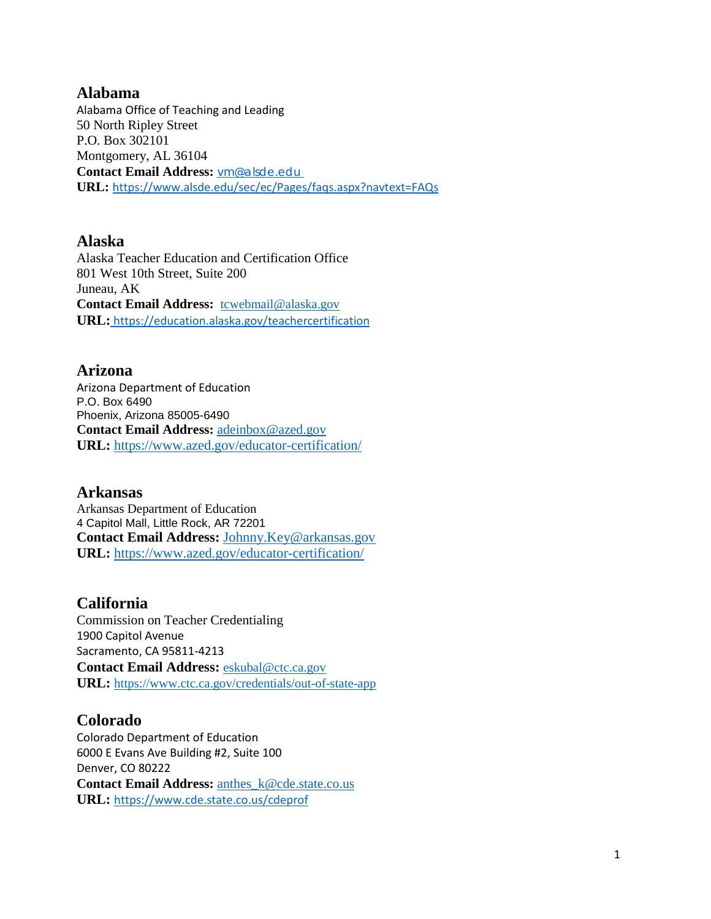## Alabama

Alabama Office of Teaching and Leading
50 North Ripley Street
P.O. Box 302101
Montgomery, AL 36104
**Contact Email Address:** vm@alsde.edu
**URL:** https://www.alsde.edu/sec/ec/Pages/faqs.aspx?navtext=FAQs

## Alaska

Alaska Teacher Education and Certification Office
801 West 10th Street, Suite 200
Juneau, AK
**Contact Email Address:** tcwebmail@alaska.gov
**URL:** https://education.alaska.gov/teachercertification

## Arizona

Arizona Department of Education
P.O. Box 6490
Phoenix, Arizona 85005-6490
**Contact Email Address:** adeinbox@azed.gov
**URL:** https://www.azed.gov/educator-certification/

## Arkansas

Arkansas Department of Education
4 Capitol Mall, Little Rock, AR 72201
**Contact Email Address:** Johnny.Key@arkansas.gov
**URL:** https://www.azed.gov/educator-certification/

## California

Commission on Teacher Credentialing
1900 Capitol Avenue
Sacramento, CA 95811-4213
**Contact Email Address:** eskubal@ctc.ca.gov
**URL:** https://www.ctc.ca.gov/credentials/out-of-state-app

## Colorado

Colorado Department of Education
6000 E Evans Ave Building #2, Suite 100
Denver, CO 80222
**Contact Email Address:** anthes_k@cde.state.co.us
**URL:** https://www.cde.state.co.us/cdeprof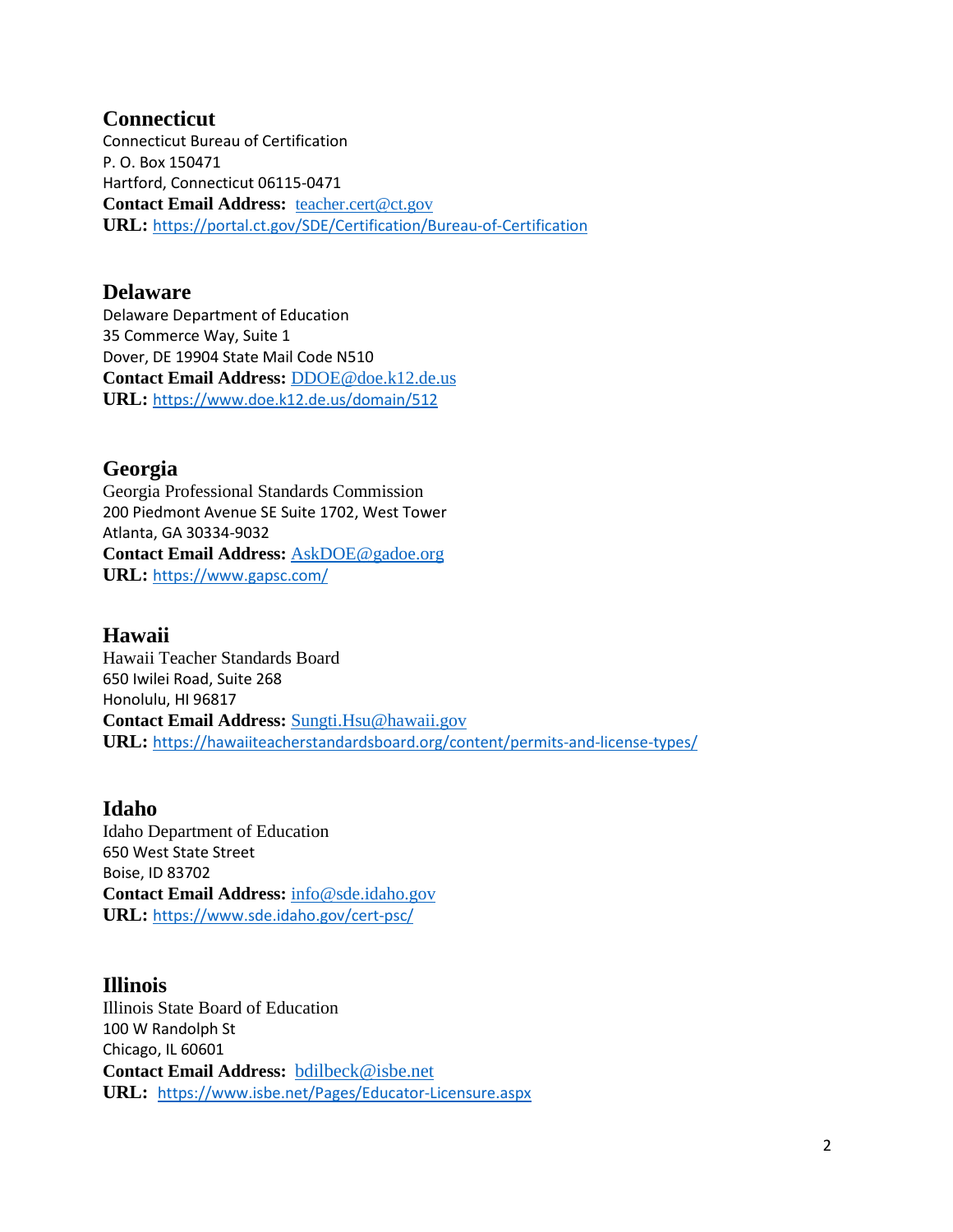## Connecticut

Connecticut Bureau of Certification
P. O. Box 150471
Hartford, Connecticut 06115-0471
**Contact Email Address:** teacher.cert@ct.gov
**URL:** https://portal.ct.gov/SDE/Certification/Bureau-of-Certification

## Delaware

Delaware Department of Education
35 Commerce Way, Suite 1
Dover, DE 19904 State Mail Code N510
**Contact Email Address:** DDOE@doe.k12.de.us
**URL:** https://www.doe.k12.de.us/domain/512

## Georgia

Georgia Professional Standards Commission
200 Piedmont Avenue SE Suite 1702, West Tower
Atlanta, GA 30334-9032
**Contact Email Address:** AskDOE@gadoe.org
**URL:** https://www.gapsc.com/

## Hawaii

Hawaii Teacher Standards Board
650 Iwilei Road, Suite 268
Honolulu, HI 96817
**Contact Email Address:** Sungti.Hsu@hawaii.gov
**URL:** https://hawaiiteacherstandardsboard.org/content/permits-and-license-types/

## Idaho

Idaho Department of Education
650 West State Street
Boise, ID 83702
**Contact Email Address:** info@sde.idaho.gov
**URL:** https://www.sde.idaho.gov/cert-psc/

## Illinois

Illinois State Board of Education
100 W Randolph St
Chicago, IL 60601
**Contact Email Address:** bdilbeck@isbe.net
**URL:** https://www.isbe.net/Pages/Educator-Licensure.aspx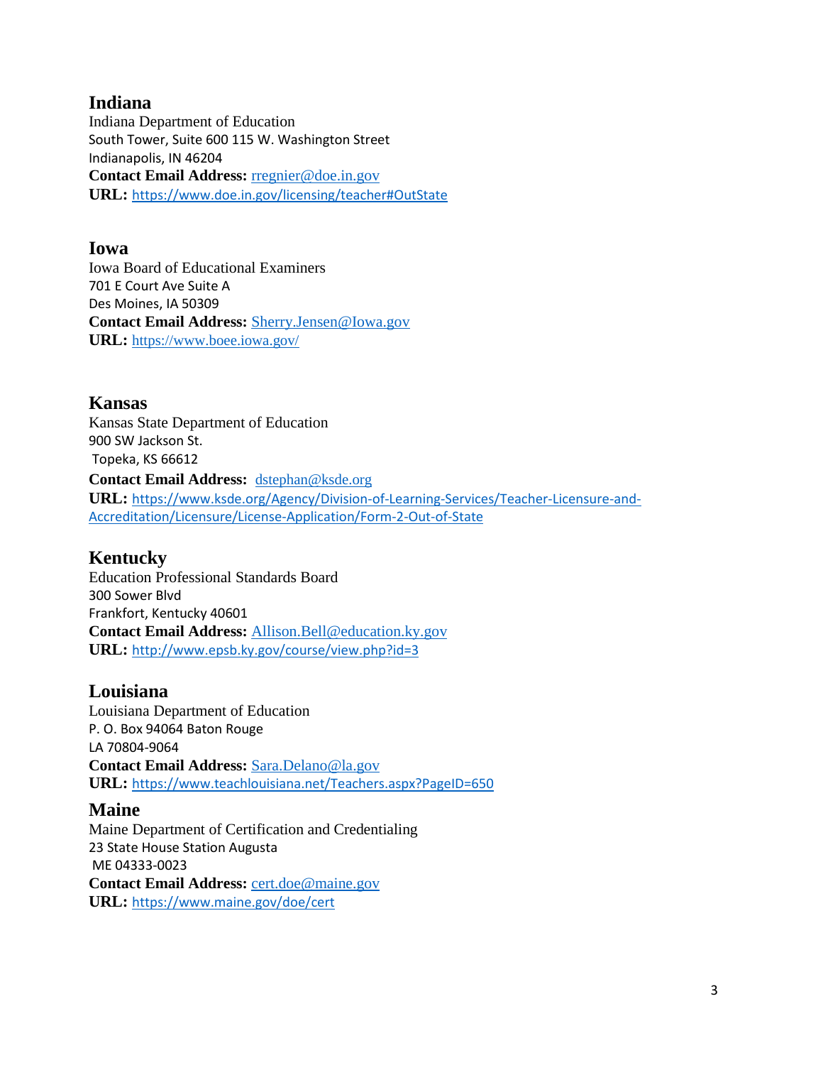## Indiana

Indiana Department of Education
South Tower, Suite 600 115 W. Washington Street
Indianapolis, IN 46204
**Contact Email Address:** rregnier@doe.in.gov
**URL:** https://www.doe.in.gov/licensing/teacher#OutState

## Iowa

Iowa Board of Educational Examiners
701 E Court Ave Suite A
Des Moines, IA 50309
**Contact Email Address:** Sherry.Jensen@Iowa.gov
**URL:** https://www.boee.iowa.gov/

## Kansas

Kansas State Department of Education
900 SW Jackson St.
Topeka, KS 66612
**Contact Email Address:** dstephan@ksde.org
**URL:** https://www.ksde.org/Agency/Division-of-Learning-Services/Teacher-Licensure-and-Accreditation/Licensure/License-Application/Form-2-Out-of-State

## Kentucky

Education Professional Standards Board
300 Sower Blvd
Frankfort, Kentucky 40601
**Contact Email Address:** Allison.Bell@education.ky.gov
**URL:** http://www.epsb.ky.gov/course/view.php?id=3

## Louisiana

Louisiana Department of Education
P. O. Box 94064 Baton Rouge
LA 70804-9064
**Contact Email Address:** Sara.Delano@la.gov
**URL:** https://www.teachlouisiana.net/Teachers.aspx?PageID=650

## Maine

Maine Department of Certification and Credentialing
23 State House Station Augusta
ME 04333-0023
**Contact Email Address:** cert.doe@maine.gov
**URL:** https://www.maine.gov/doe/cert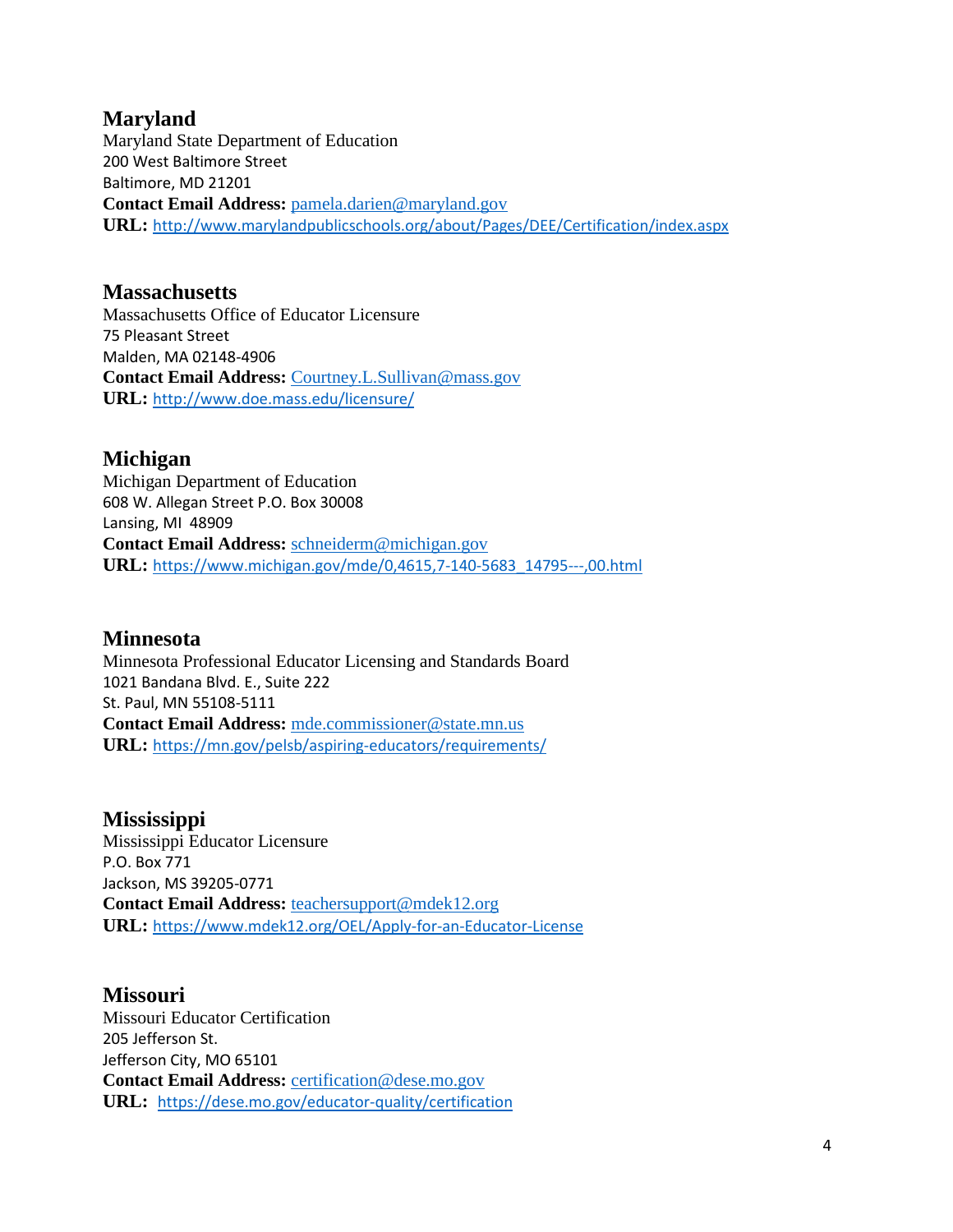## Maryland

Maryland State Department of Education
200 West Baltimore Street
Baltimore, MD 21201
**Contact Email Address:** pamela.darien@maryland.gov
**URL:** http://www.marylandpublicschools.org/about/Pages/DEE/Certification/index.aspx

## Massachusetts

Massachusetts Office of Educator Licensure
75 Pleasant Street
Malden, MA 02148-4906
**Contact Email Address:** Courtney.L.Sullivan@mass.gov
**URL:** http://www.doe.mass.edu/licensure/

## Michigan

Michigan Department of Education
608 W. Allegan Street P.O. Box 30008
Lansing, MI 48909
**Contact Email Address:** schneiderm@michigan.gov
**URL:** https://www.michigan.gov/mde/0,4615,7-140-5683_14795---,00.html

## Minnesota

Minnesota Professional Educator Licensing and Standards Board
1021 Bandana Blvd. E., Suite 222
St. Paul, MN 55108-5111
**Contact Email Address:** mde.commissioner@state.mn.us
**URL:** https://mn.gov/pelsb/aspiring-educators/requirements/

## Mississippi

Mississippi Educator Licensure
P.O. Box 771
Jackson, MS 39205-0771
**Contact Email Address:** teachersupport@mdek12.org
**URL:** https://www.mdek12.org/OEL/Apply-for-an-Educator-License

## Missouri

Missouri Educator Certification
205 Jefferson St.
Jefferson City, MO 65101
**Contact Email Address:** certification@dese.mo.gov
**URL:** https://dese.mo.gov/educator-quality/certification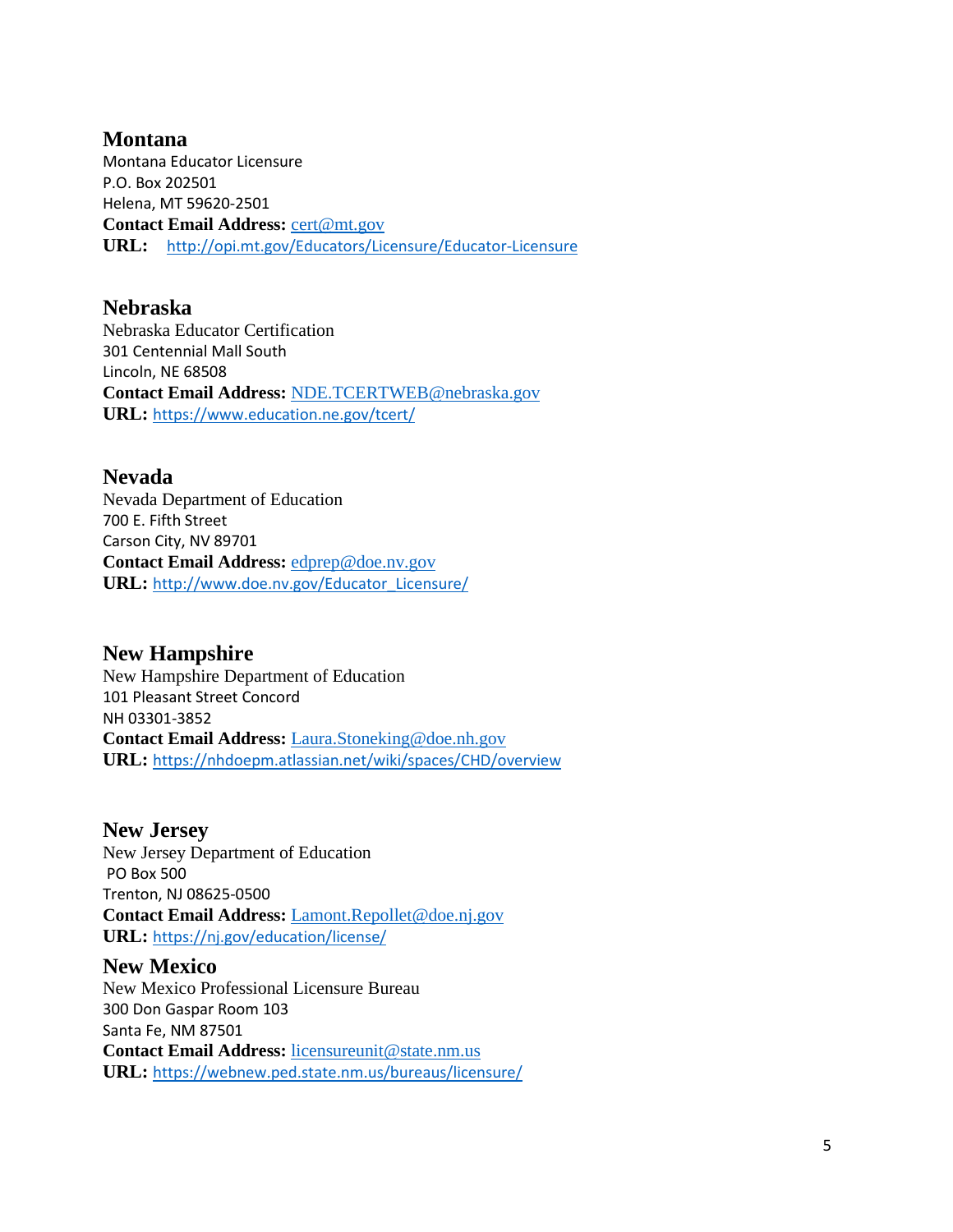## Montana

Montana Educator Licensure
P.O. Box 202501
Helena, MT 59620-2501
**Contact Email Address:** cert@mt.gov
**URL:** http://opi.mt.gov/Educators/Licensure/Educator-Licensure

## Nebraska

Nebraska Educator Certification
301 Centennial Mall South
Lincoln, NE 68508
**Contact Email Address:** NDE.TCERTWEB@nebraska.gov
**URL:** https://www.education.ne.gov/tcert/

## Nevada

Nevada Department of Education
700 E. Fifth Street
Carson City, NV 89701
**Contact Email Address:** edprep@doe.nv.gov
**URL:** http://www.doe.nv.gov/Educator_Licensure/

## New Hampshire

New Hampshire Department of Education
101 Pleasant Street Concord
NH 03301-3852
**Contact Email Address:** Laura.Stoneking@doe.nh.gov
**URL:** https://nhdoepm.atlassian.net/wiki/spaces/CHD/overview

## New Jersey

New Jersey Department of Education
PO Box 500
Trenton, NJ 08625-0500
**Contact Email Address:** Lamont.Repollet@doe.nj.gov
**URL:** https://nj.gov/education/license/

## New Mexico

New Mexico Professional Licensure Bureau
300 Don Gaspar Room 103
Santa Fe, NM 87501
**Contact Email Address:** licensureunit@state.nm.us
**URL:** https://webnew.ped.state.nm.us/bureaus/licensure/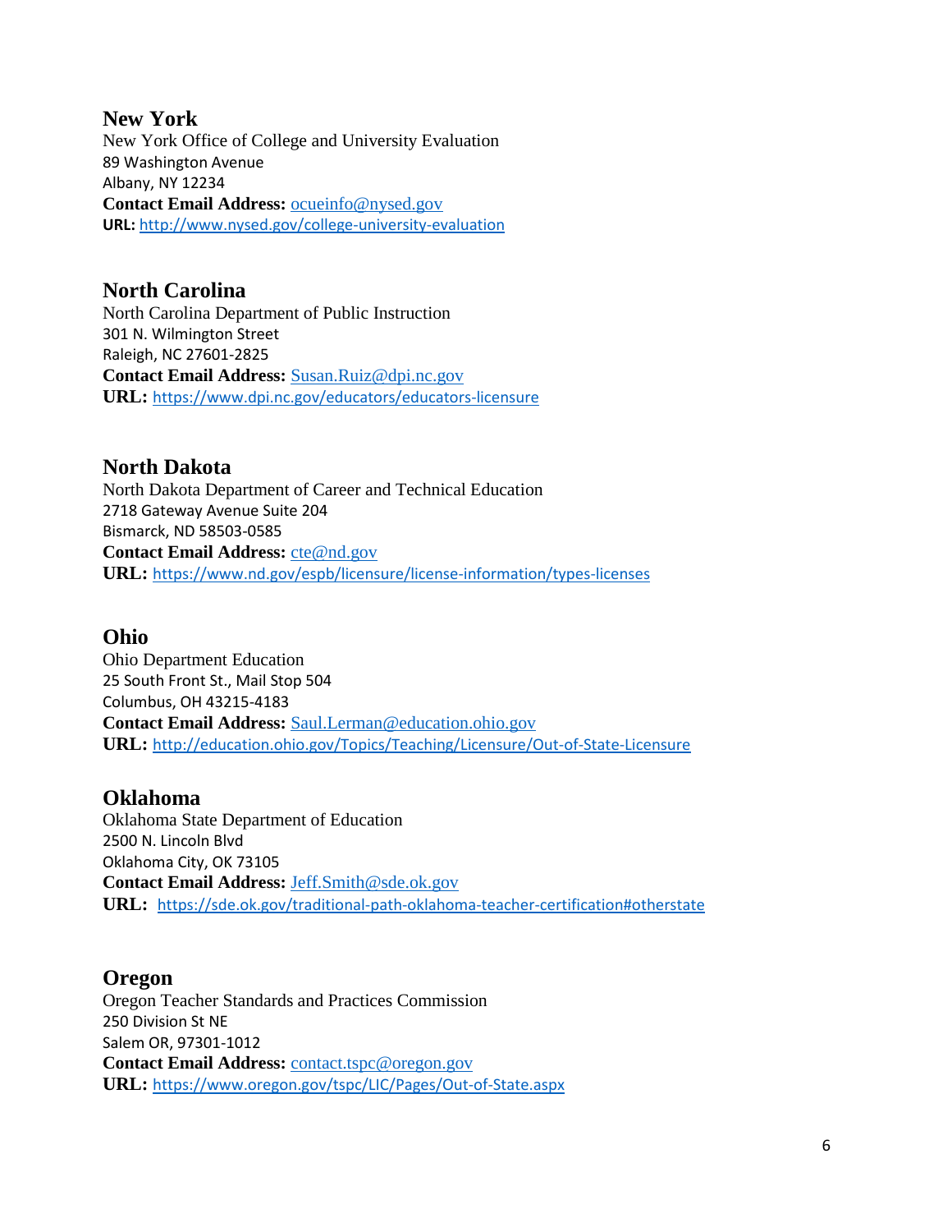## New York

New York Office of College and University Evaluation
89 Washington Avenue
Albany, NY 12234
**Contact Email Address:** ocueinfo@nysed.gov
**URL:** http://www.nysed.gov/college-university-evaluation

## North Carolina

North Carolina Department of Public Instruction
301 N. Wilmington Street
Raleigh, NC 27601-2825
**Contact Email Address:** Susan.Ruiz@dpi.nc.gov
**URL:** https://www.dpi.nc.gov/educators/educators-licensure

## North Dakota

North Dakota Department of Career and Technical Education
2718 Gateway Avenue Suite 204
Bismarck, ND 58503-0585
**Contact Email Address:** cte@nd.gov
**URL:** https://www.nd.gov/espb/licensure/license-information/types-licenses

## Ohio

Ohio Department Education
25 South Front St., Mail Stop 504
Columbus, OH 43215-4183
**Contact Email Address:** Saul.Lerman@education.ohio.gov
**URL:** http://education.ohio.gov/Topics/Teaching/Licensure/Out-of-State-Licensure

## Oklahoma

Oklahoma State Department of Education
2500 N. Lincoln Blvd
Oklahoma City, OK 73105
**Contact Email Address:** Jeff.Smith@sde.ok.gov
**URL:** https://sde.ok.gov/traditional-path-oklahoma-teacher-certification#otherstate

## Oregon

Oregon Teacher Standards and Practices Commission
250 Division St NE
Salem OR, 97301-1012
**Contact Email Address:** contact.tspc@oregon.gov
**URL:** https://www.oregon.gov/tspc/LIC/Pages/Out-of-State.aspx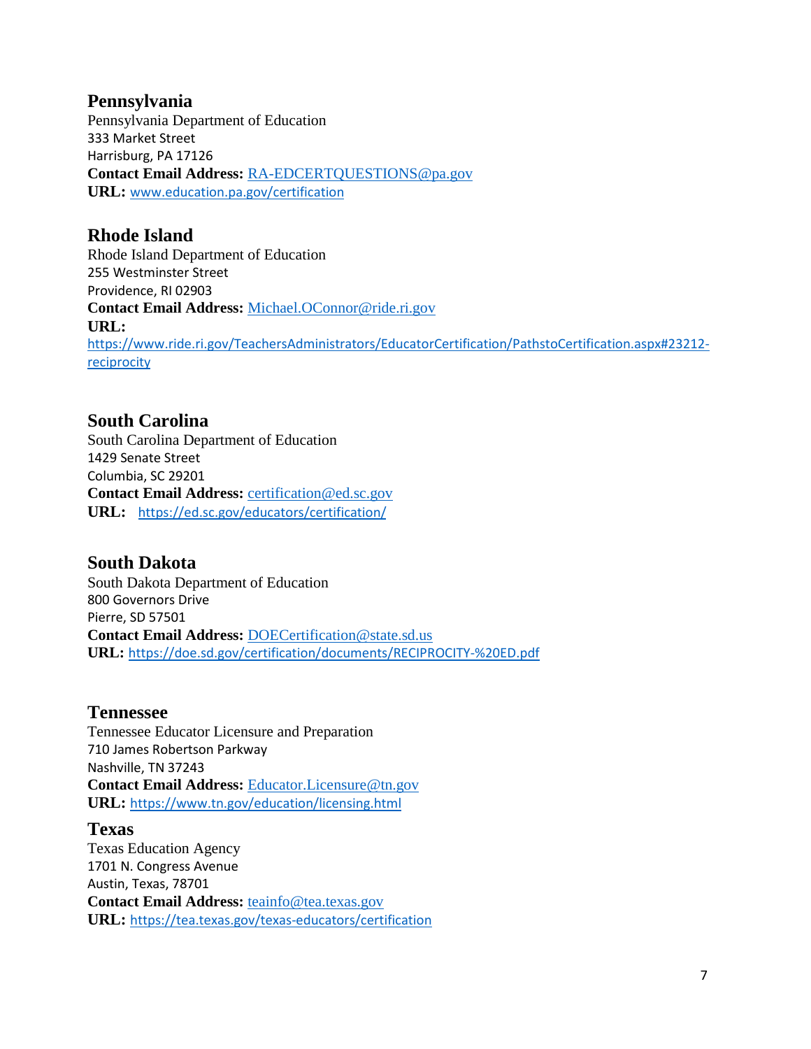## Pennsylvania

Pennsylvania Department of Education
333 Market Street
Harrisburg, PA 17126
**Contact Email Address:** RA-EDCERTQUESTIONS@pa.gov
**URL:** www.education.pa.gov/certification

## Rhode Island

Rhode Island Department of Education
255 Westminster Street
Providence, RI 02903
**Contact Email Address:** Michael.OConnor@ride.ri.gov
**URL:**
https://www.ride.ri.gov/TeachersAdministrators/EducatorCertification/PathstoCertification.aspx#23212-reciprocity

## South Carolina

South Carolina Department of Education
1429 Senate Street
Columbia, SC 29201
**Contact Email Address:** certification@ed.sc.gov
**URL:** https://ed.sc.gov/educators/certification/

## South Dakota

South Dakota Department of Education
800 Governors Drive
Pierre, SD 57501
**Contact Email Address:** DOECertification@state.sd.us
**URL:** https://doe.sd.gov/certification/documents/RECIPROCITY-%20ED.pdf

## Tennessee

Tennessee Educator Licensure and Preparation
710 James Robertson Parkway
Nashville, TN 37243
**Contact Email Address:** Educator.Licensure@tn.gov
**URL:** https://www.tn.gov/education/licensing.html

## Texas

Texas Education Agency
1701 N. Congress Avenue
Austin, Texas, 78701
**Contact Email Address:** teainfo@tea.texas.gov
**URL:** https://tea.texas.gov/texas-educators/certification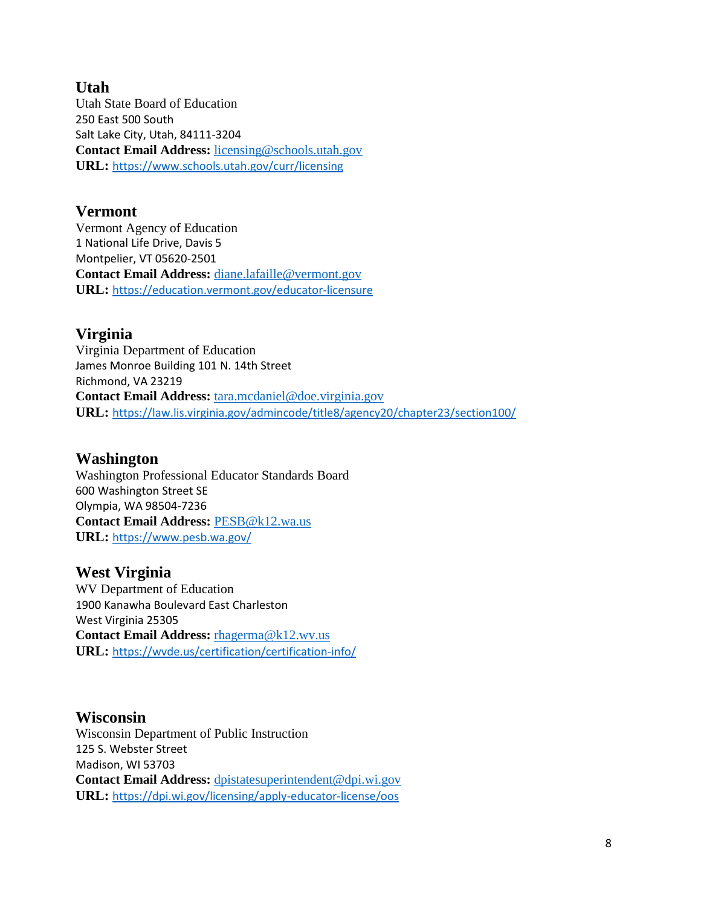## Utah

Utah State Board of Education
250 East 500 South
Salt Lake City, Utah, 84111-3204
**Contact Email Address:** licensing@schools.utah.gov
**URL:** https://www.schools.utah.gov/curr/licensing

## Vermont

Vermont Agency of Education
1 National Life Drive, Davis 5
Montpelier, VT 05620-2501
**Contact Email Address:** diane.lafaille@vermont.gov
**URL:** https://education.vermont.gov/educator-licensure

## Virginia

Virginia Department of Education
James Monroe Building 101 N. 14th Street
Richmond, VA 23219
**Contact Email Address:** tara.mcdaniel@doe.virginia.gov
**URL:** https://law.lis.virginia.gov/admincode/title8/agency20/chapter23/section100/

## Washington

Washington Professional Educator Standards Board
600 Washington Street SE
Olympia, WA 98504-7236
**Contact Email Address:** PESB@k12.wa.us
**URL:** https://www.pesb.wa.gov/

## West Virginia

WV Department of Education
1900 Kanawha Boulevard East Charleston
West Virginia 25305
**Contact Email Address:** rhagerma@k12.wv.us
**URL:** https://wvde.us/certification/certification-info/

## Wisconsin

Wisconsin Department of Public Instruction
125 S. Webster Street
Madison, WI 53703
**Contact Email Address:** dpistatesuperintendent@dpi.wi.gov
**URL:** https://dpi.wi.gov/licensing/apply-educator-license/oos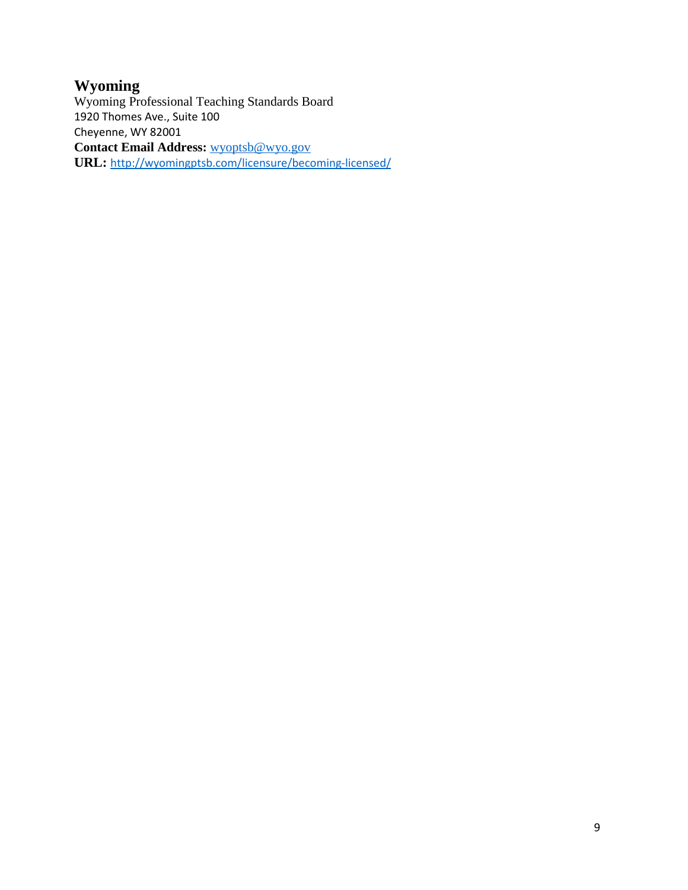## Wyoming

Wyoming Professional Teaching Standards Board
1920 Thomes Ave., Suite 100
Cheyenne, WY 82001
**Contact Email Address:** wyoptsb@wyo.gov
**URL:** http://wyomingptsb.com/licensure/becoming-licensed/